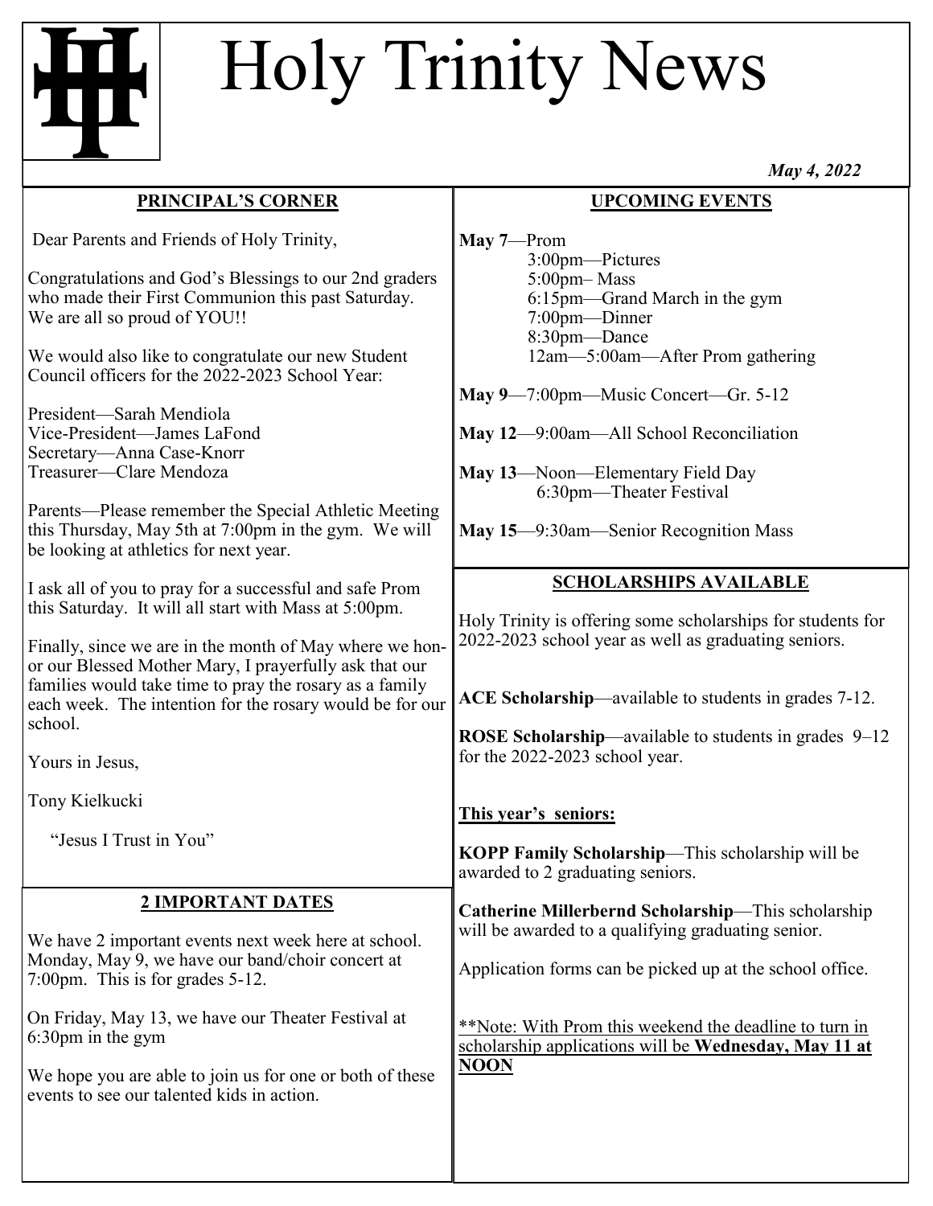# Holy Trinity News

*May 4, 2022*

## PRINCIPAL'S CORNER

Dear Parents and Friends of Holy Trinity,

Congratulations and God's Blessings to our 2nd graders who made their First Communion this past Saturday. We are all so proud of YOU!!

We would also like to congratulate our new Student Council officers for the 2022-2023 School Year:

President—Sarah Mendiola
Vice-President—James LaFond
Secretary—Anna Case-Knorr
Treasurer—Clare Mendoza

Parents—Please remember the Special Athletic Meeting this Thursday, May 5th at 7:00pm in the gym. We will be looking at athletics for next year.

I ask all of you to pray for a successful and safe Prom this Saturday. It will all start with Mass at 5:00pm.

Finally, since we are in the month of May where we honor our Blessed Mother Mary, I prayerfully ask that our families would take time to pray the rosary as a family each week. The intention for the rosary would be for our school.

Yours in Jesus,

Tony Kielkucki

"Jesus I Trust in You"

## 2 IMPORTANT DATES

We have 2 important events next week here at school. Monday, May 9, we have our band/choir concert at 7:00pm. This is for grades 5-12.

On Friday, May 13, we have our Theater Festival at 6:30pm in the gym

We hope you are able to join us for one or both of these events to see our talented kids in action.

## UPCOMING EVENTS

**May 7**—Prom
3:00pm—Pictures
5:00pm– Mass
6:15pm—Grand March in the gym
7:00pm—Dinner
8:30pm—Dance
12am—5:00am—After Prom gathering

**May 9**—7:00pm—Music Concert—Gr. 5-12

**May 12**—9:00am—All School Reconciliation

**May 13**—Noon—Elementary Field Day
6:30pm—Theater Festival

**May 15**—9:30am—Senior Recognition Mass

## SCHOLARSHIPS AVAILABLE

Holy Trinity is offering some scholarships for students for 2022-2023 school year as well as graduating seniors.

**ACE Scholarship**—available to students in grades 7-12.

**ROSE Scholarship**—available to students in grades 9–12 for the 2022-2023 school year.

**This year's seniors:**

**KOPP Family Scholarship**—This scholarship will be awarded to 2 graduating seniors.

**Catherine Millerbernd Scholarship**—This scholarship will be awarded to a qualifying graduating senior.

Application forms can be picked up at the school office.

**Note: With Prom this weekend the deadline to turn in scholarship applications will be **Wednesday, May 11 at NOON**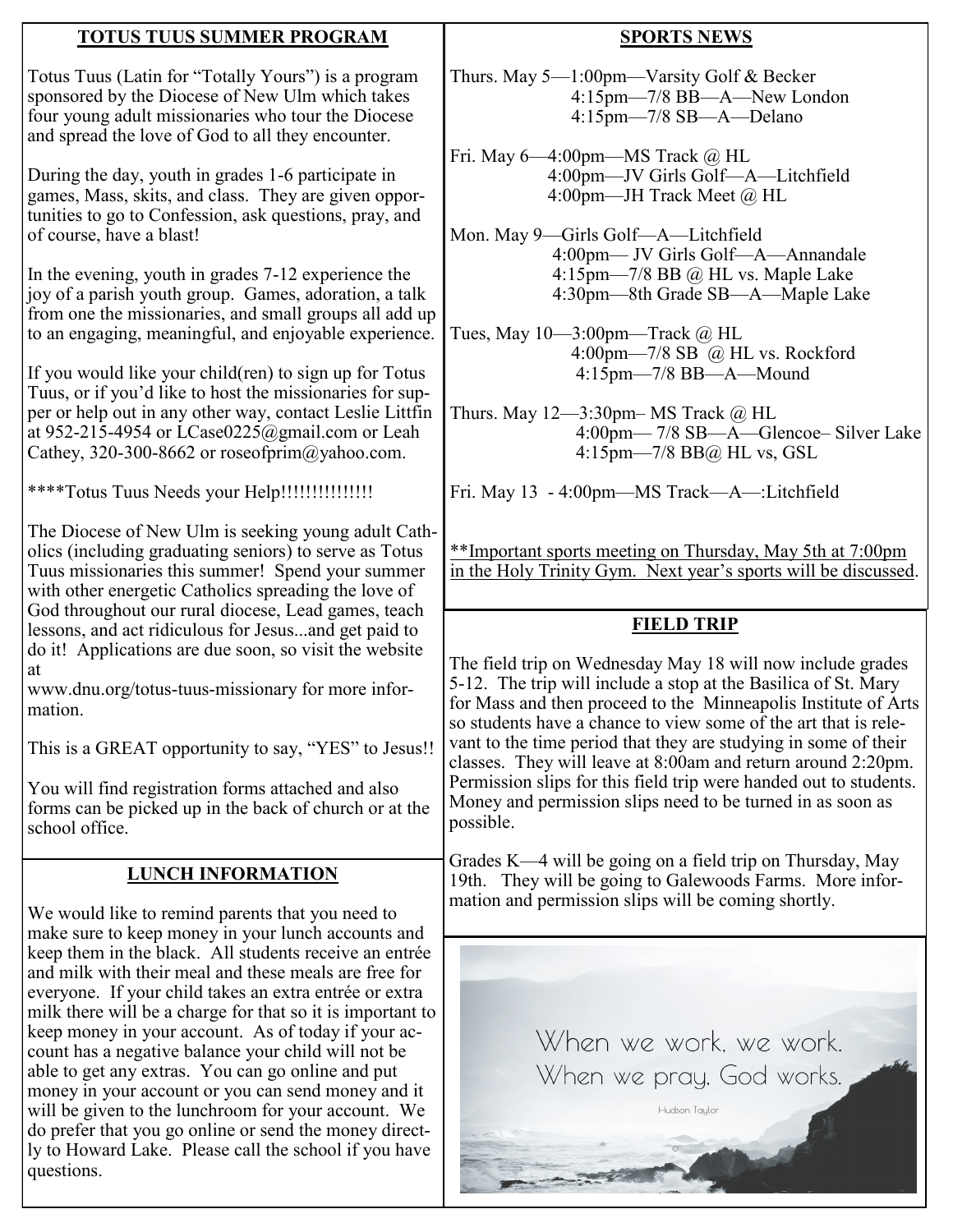## TOTUS TUUS SUMMER PROGRAM

Totus Tuus (Latin for "Totally Yours") is a program sponsored by the Diocese of New Ulm which takes four young adult missionaries who tour the Diocese and spread the love of God to all they encounter.

During the day, youth in grades 1-6 participate in games, Mass, skits, and class. They are given opportunities to go to Confession, ask questions, pray, and of course, have a blast!

In the evening, youth in grades 7-12 experience the joy of a parish youth group. Games, adoration, a talk from one the missionaries, and small groups all add up to an engaging, meaningful, and enjoyable experience.

If you would like your child(ren) to sign up for Totus Tuus, or if you'd like to host the missionaries for supper or help out in any other way, contact Leslie Littfin at 952-215-4954 or LCase0225@gmail.com or Leah Cathey, 320-300-8662 or roseofprim@yahoo.com.

****Totus Tuus Needs your Help!!!!!!!!!!!!!!!

The Diocese of New Ulm is seeking young adult Catholics (including graduating seniors) to serve as Totus Tuus missionaries this summer! Spend your summer with other energetic Catholics spreading the love of God throughout our rural diocese, Lead games, teach lessons, and act ridiculous for Jesus...and get paid to do it! Applications are due soon, so visit the website at www.dnu.org/totus-tuus-missionary for more information.

This is a GREAT opportunity to say, "YES" to Jesus!!

You will find registration forms attached and also forms can be picked up in the back of church or at the school office.

## LUNCH INFORMATION

We would like to remind parents that you need to make sure to keep money in your lunch accounts and keep them in the black. All students receive an entrée and milk with their meal and these meals are free for everyone. If your child takes an extra entrée or extra milk there will be a charge for that so it is important to keep money in your account. As of today if your account has a negative balance your child will not be able to get any extras. You can go online and put money in your account or you can send money and it will be given to the lunchroom for your account. We do prefer that you go online or send the money directly to Howard Lake. Please call the school if you have questions.

## SPORTS NEWS

Thurs. May 5—1:00pm—Varsity Golf & Becker
4:15pm—7/8 BB—A—New London
4:15pm—7/8 SB—A—Delano

Fri. May 6—4:00pm—MS Track @ HL
4:00pm—JV Girls Golf—A—Litchfield
4:00pm—JH Track Meet @ HL

Mon. May 9—Girls Golf—A—Litchfield
4:00pm— JV Girls Golf—A—Annandale
4:15pm—7/8 BB @ HL vs. Maple Lake
4:30pm—8th Grade SB—A—Maple Lake

Tues, May 10—3:00pm—Track @ HL
4:00pm—7/8 SB @ HL vs. Rockford
4:15pm—7/8 BB—A—Mound

Thurs. May 12—3:30pm– MS Track @ HL
4:00pm— 7/8 SB—A—Glencoe– Silver Lake
4:15pm—7/8 BB@ HL vs, GSL

Fri. May 13 - 4:00pm—MS Track—A—:Litchfield

**Important sports meeting on Thursday, May 5th at 7:00pm in the Holy Trinity Gym. Next year's sports will be discussed.

## FIELD TRIP

The field trip on Wednesday May 18 will now include grades 5-12. The trip will include a stop at the Basilica of St. Mary for Mass and then proceed to the Minneapolis Institute of Arts so students have a chance to view some of the art that is relevant to the time period that they are studying in some of their classes. They will leave at 8:00am and return around 2:20pm. Permission slips for this field trip were handed out to students. Money and permission slips need to be turned in as soon as possible.

Grades K—4 will be going on a field trip on Thursday, May 19th. They will be going to Galewoods Farms. More information and permission slips will be coming shortly.

When we work, we work.
When we pray, God works.

Hudson Taylor